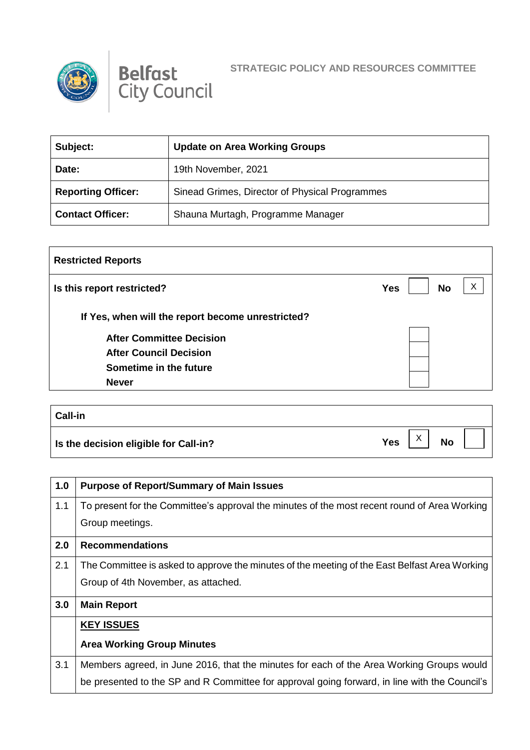Belfast City Council

STRATEGIC POLICY AND RESOURCES COMMITTEE

| | |
|---|---|
| **Subject:** | **Update on Area Working Groups** |
| **Date:** | 19th November, 2021 |
| **Reporting Officer:** | Sinead Grimes, Director of Physical Programmes |
| **Contact Officer:** | Shauna Murtagh, Programme Manager |

| **Restricted Reports** | | | | |
|---|---|---|---|---|
| **Is this report restricted?** | **Yes** | | **No** | X |
| **If Yes, when will the report become unrestricted?** | | | | |
| **After Committee Decision** | | | | |
| **After Council Decision** | | | | |
| **Sometime in the future** | | | | |
| **Never** | | | | |

| **Call-in** | | | | |
|---|---|---|---|---|
| **Is the decision eligible for Call-in?** | **Yes** | X | **No** | |

| | |
|---|---|
| **1.0** | **Purpose of Report/Summary of Main Issues** |
| 1.1 | To present for the Committee's approval the minutes of the most recent round of Area Working Group meetings. |
| **2.0** | **Recommendations** |
| 2.1 | The Committee is asked to approve the minutes of the meeting of the East Belfast Area Working Group of 4th November, as attached. |
| **3.0** | **Main Report** |
| | **KEY ISSUES**<br>**Area Working Group Minutes** |
| 3.1 | Members agreed, in June 2016, that the minutes for each of the Area Working Groups would be presented to the SP and R Committee for approval going forward, in line with the Council's |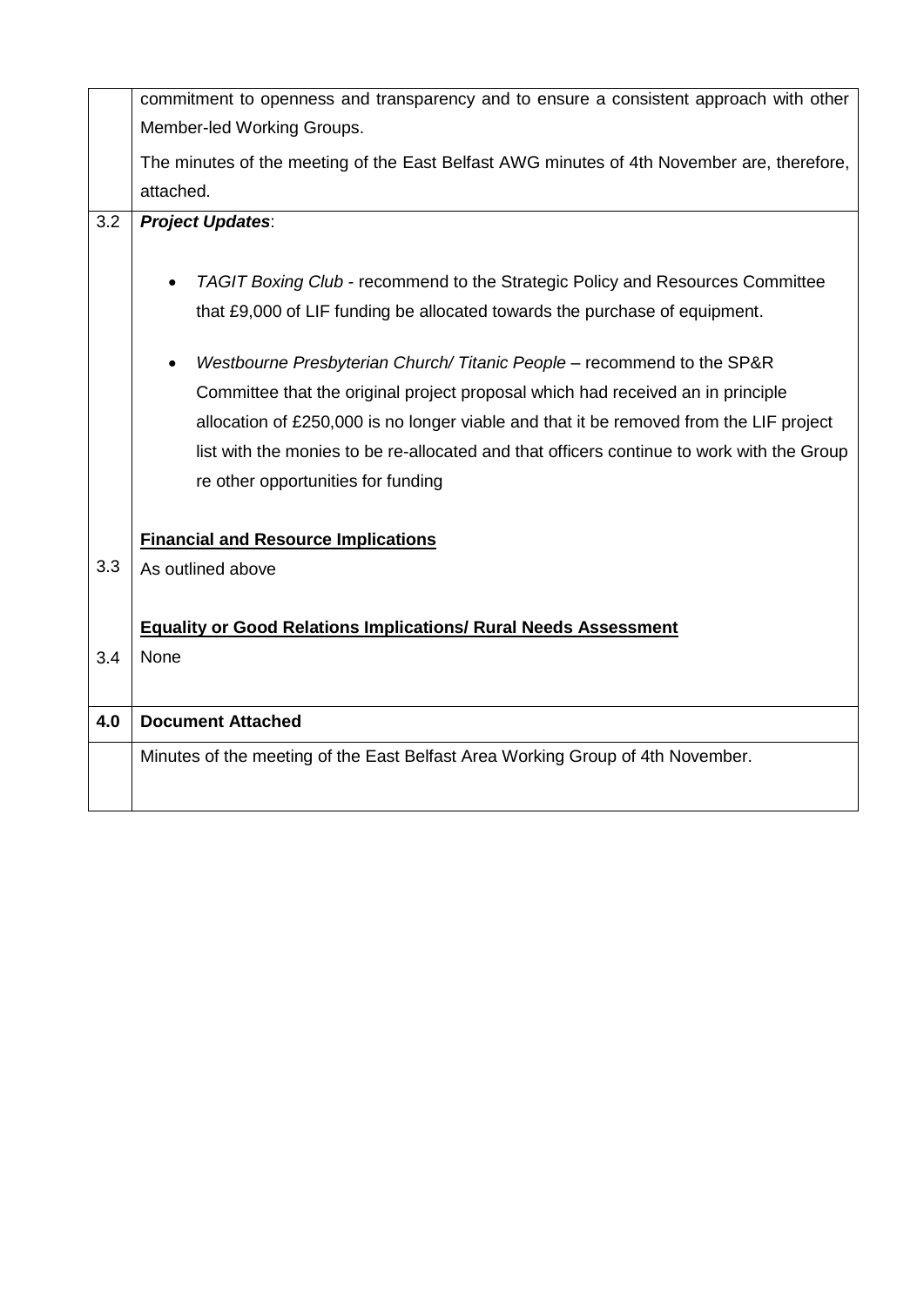| | |
|---|---|
| | commitment to openness and transparency and to ensure a consistent approach with other Member-led Working Groups.<br><br>The minutes of the meeting of the East Belfast AWG minutes of 4th November are, therefore, attached. |
| 3.2 | ***Project Updates***:<br><br>• *TAGIT Boxing Club* - recommend to the Strategic Policy and Resources Committee that £9,000 of LIF funding be allocated towards the purchase of equipment.<br><br>• *Westbourne Presbyterian Church/ Titanic People* – recommend to the SP&R Committee that the original project proposal which had received an in principle allocation of £250,000 is no longer viable and that it be removed from the LIF project list with the monies to be re-allocated and that officers continue to work with the Group re other opportunities for funding |
| | **Financial and Resource Implications** |
| 3.3 | As outlined above |
| | **Equality or Good Relations Implications/ Rural Needs Assessment** |
| 3.4 | None |
| **4.0** | **Document Attached** |
| | Minutes of the meeting of the East Belfast Area Working Group of 4th November. |